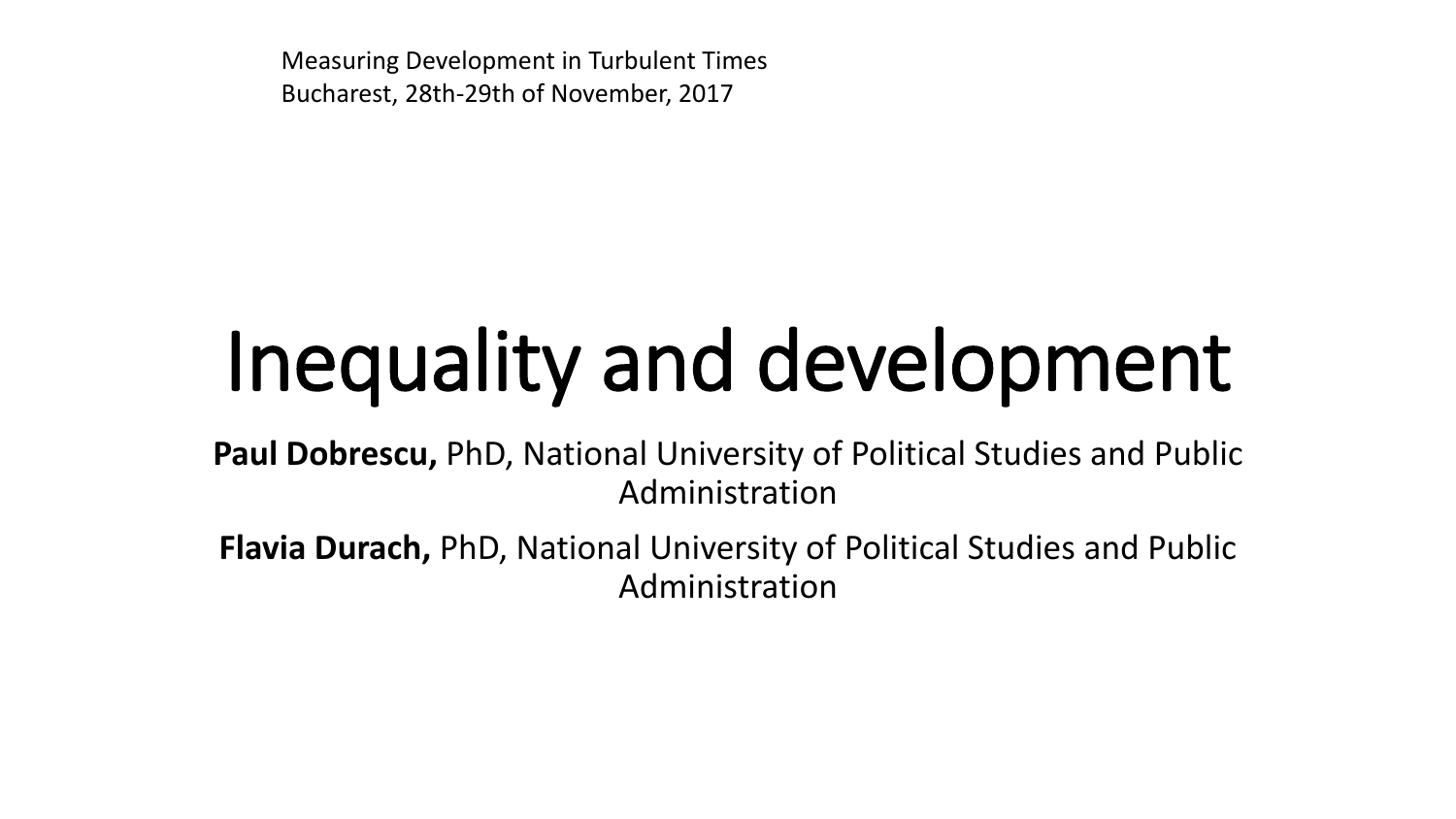Measuring Development in Turbulent Times
Bucharest, 28th-29th of November, 2017

# Inequality and development

**Paul Dobrescu,** PhD, National University of Political Studies and Public Administration

**Flavia Durach,** PhD, National University of Political Studies and Public Administration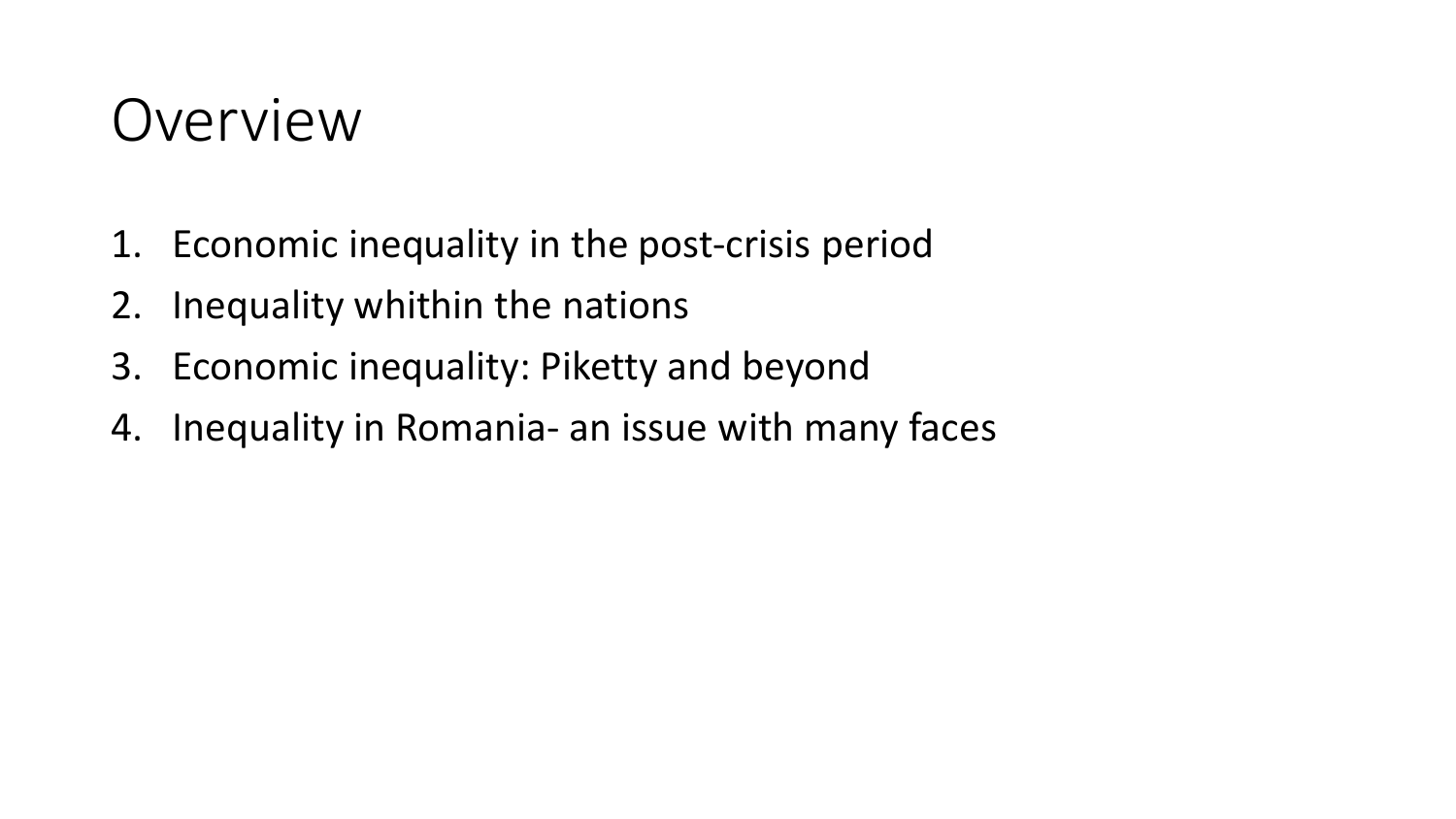# Overview

1. Economic inequality in the post-crisis period
2. Inequality whithin the nations
3. Economic inequality: Piketty and beyond
4. Inequality in Romania- an issue with many faces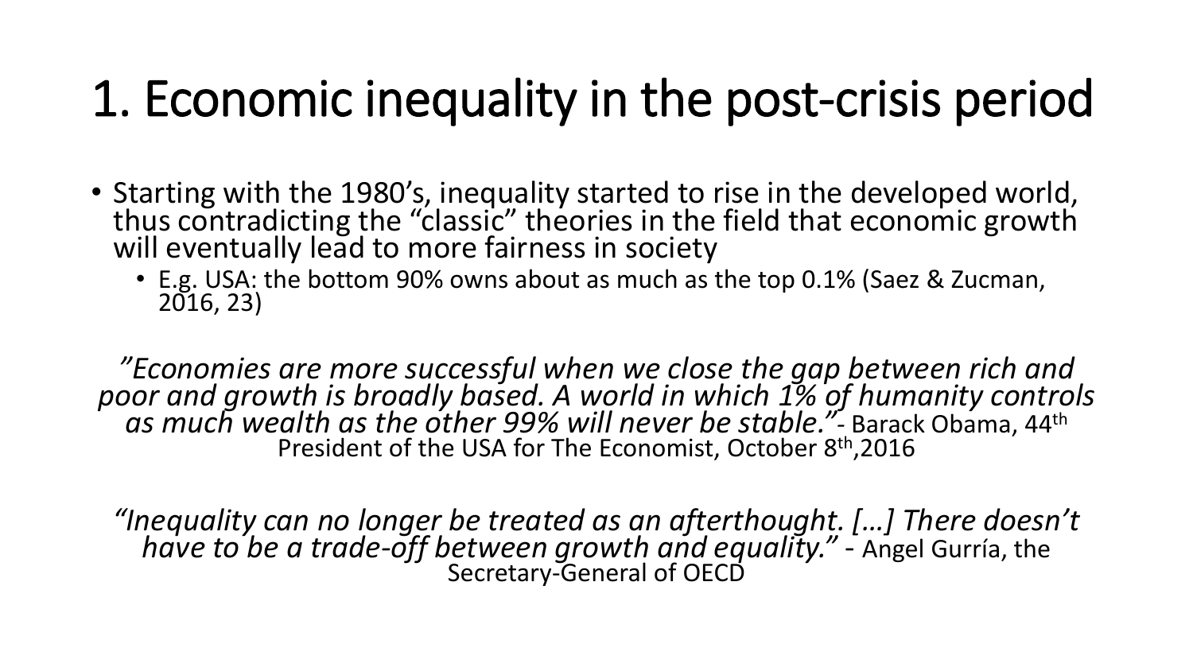# 1. Economic inequality in the post-crisis period

- Starting with the 1980's, inequality started to rise in the developed world, thus contradicting the "classic" theories in the field that economic growth will eventually lead to more fairness in society
  - E.g. USA: the bottom 90% owns about as much as the top 0.1% (Saez & Zucman, 2016, 23)

*"Economies are more successful when we close the gap between rich and poor and growth is broadly based. A world in which 1% of humanity controls as much wealth as the other 99% will never be stable."* - Barack Obama, 44th President of the USA for The Economist, October 8th,2016

*"Inequality can no longer be treated as an afterthought. […] There doesn't have to be a trade-off between growth and equality."* - Angel Gurría, the Secretary-General of OECD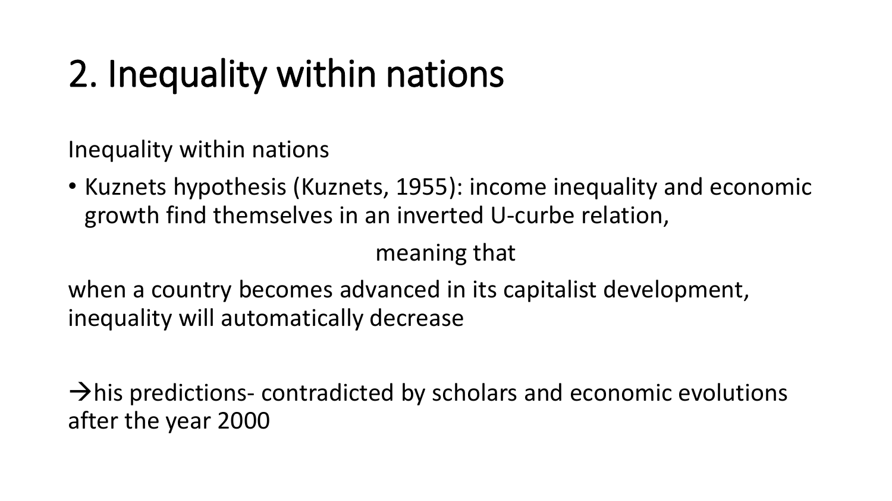# 2. Inequality within nations

Inequality within nations

- Kuznets hypothesis (Kuznets, 1955): income inequality and economic growth find themselves in an inverted U-curbe relation,

meaning that

when a country becomes advanced in its capitalist development, inequality will automatically decrease

→his predictions- contradicted by scholars and economic evolutions after the year 2000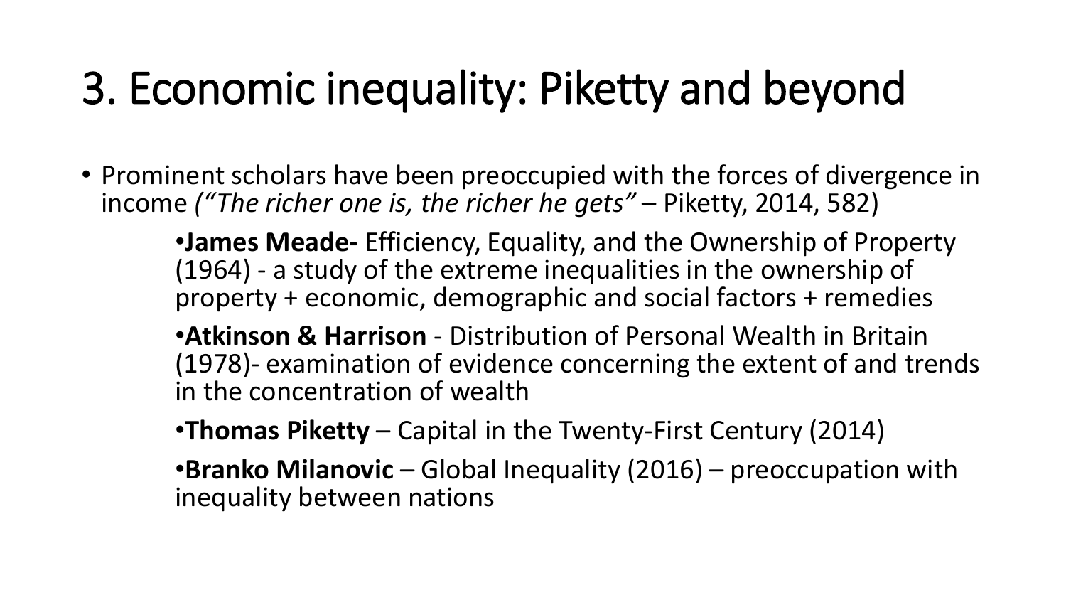# 3. Economic inequality: Piketty and beyond

- Prominent scholars have been preoccupied with the forces of divergence in income *("The richer one is, the richer he gets"* – Piketty, 2014, 582)
  - **James Meade-** Efficiency, Equality, and the Ownership of Property (1964) - a study of the extreme inequalities in the ownership of property + economic, demographic and social factors + remedies
  - **Atkinson & Harrison** - Distribution of Personal Wealth in Britain (1978)- examination of evidence concerning the extent of and trends in the concentration of wealth
  - **Thomas Piketty** – Capital in the Twenty-First Century (2014)
  - **Branko Milanovic** – Global Inequality (2016) – preoccupation with inequality between nations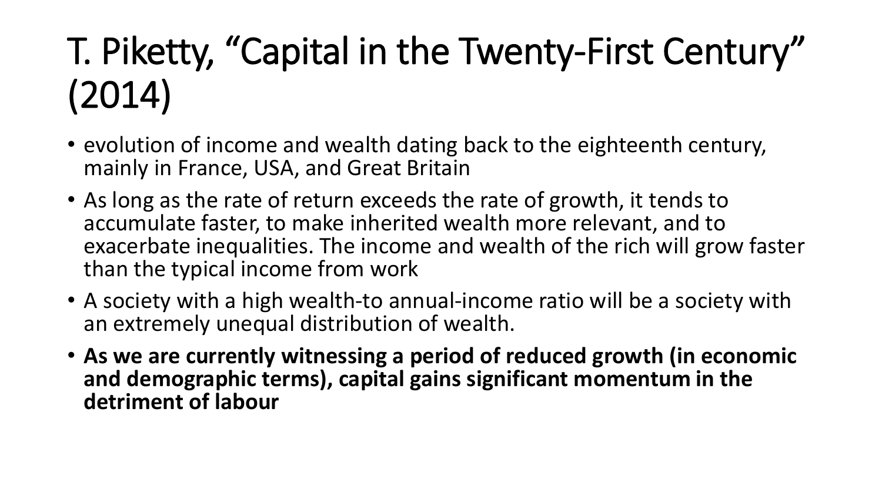# T. Piketty, “Capital in the Twenty-First Century” (2014)

- evolution of income and wealth dating back to the eighteenth century, mainly in France, USA, and Great Britain
- As long as the rate of return exceeds the rate of growth, it tends to accumulate faster, to make inherited wealth more relevant, and to exacerbate inequalities. The income and wealth of the rich will grow faster than the typical income from work
- A society with a high wealth-to annual-income ratio will be a society with an extremely unequal distribution of wealth.
- **As we are currently witnessing a period of reduced growth (in economic and demographic terms), capital gains significant momentum in the detriment of labour**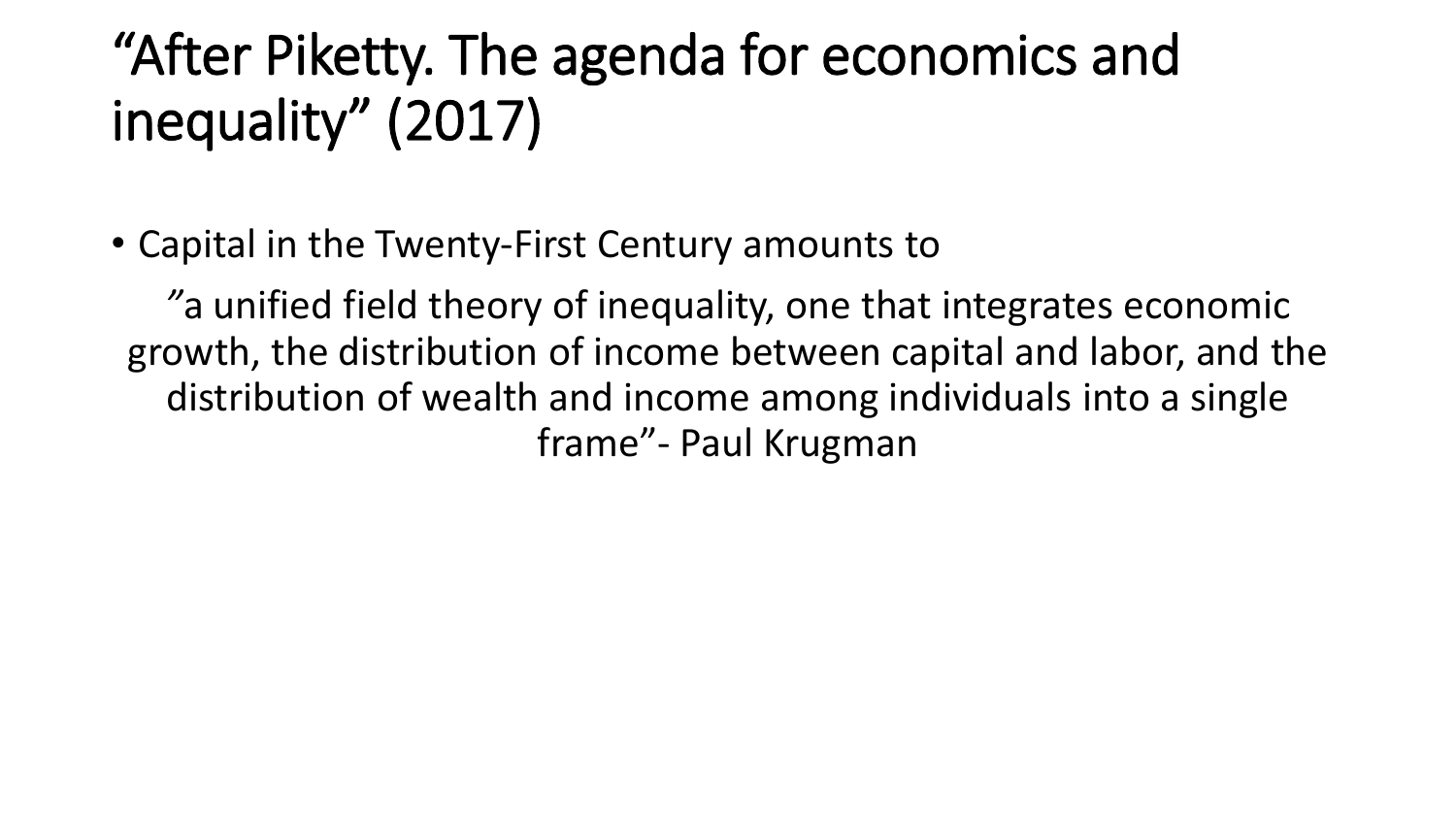# “After Piketty. The agenda for economics and inequality” (2017)

- Capital in the Twenty-First Century amounts to

”a unified field theory of inequality, one that integrates economic growth, the distribution of income between capital and labor, and the distribution of wealth and income among individuals into a single frame”- Paul Krugman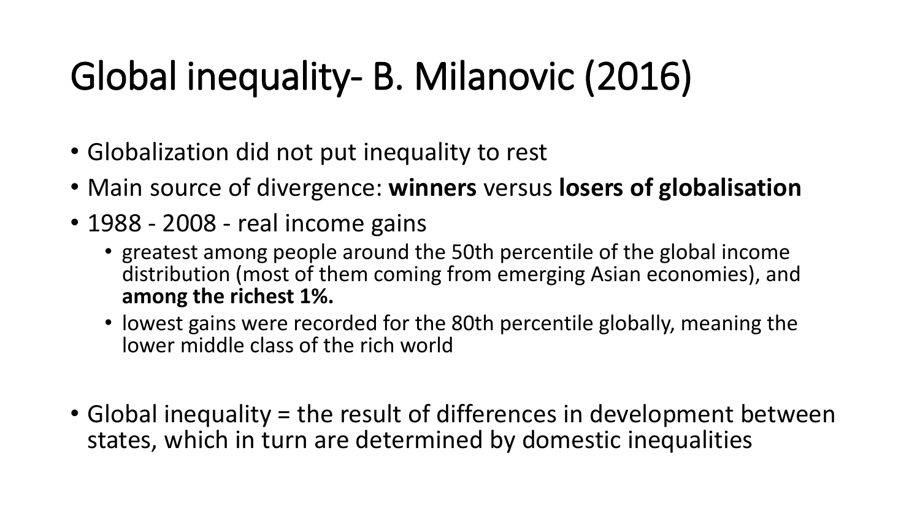# Global inequality- B. Milanovic (2016)

- Globalization did not put inequality to rest
- Main source of divergence: **winners** versus **losers of globalisation**
- 1988 - 2008 - real income gains
  - greatest among people around the 50th percentile of the global income distribution (most of them coming from emerging Asian economies), and **among the richest 1%.**
  - lowest gains were recorded for the 80th percentile globally, meaning the lower middle class of the rich world

- Global inequality = the result of differences in development between states, which in turn are determined by domestic inequalities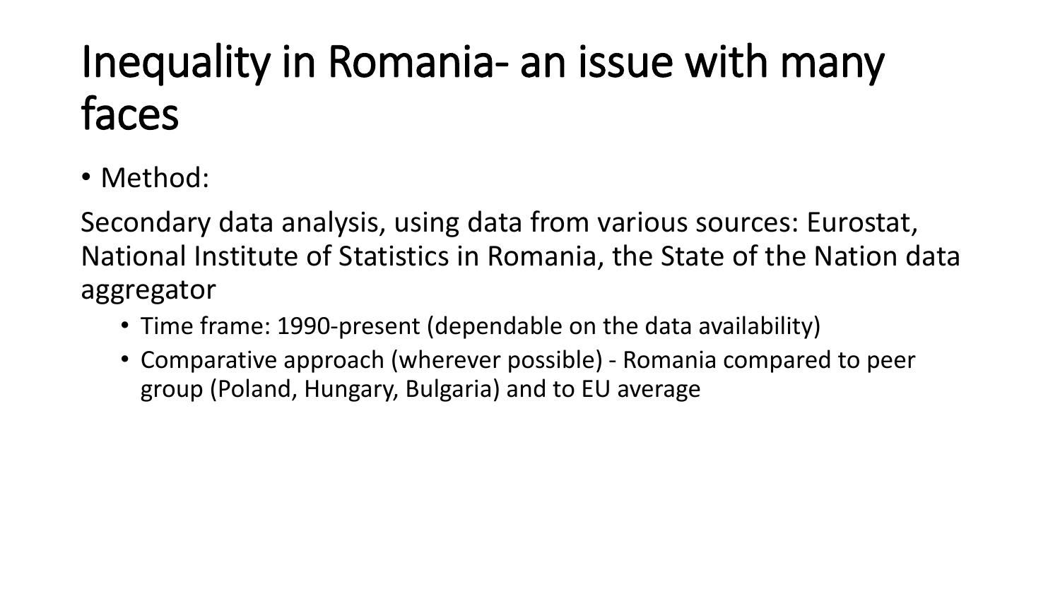# Inequality in Romania- an issue with many faces

- Method:

Secondary data analysis, using data from various sources: Eurostat, National Institute of Statistics in Romania, the State of the Nation data aggregator

  - Time frame: 1990-present (dependable on the data availability)
  - Comparative approach (wherever possible) - Romania compared to peer group (Poland, Hungary, Bulgaria) and to EU average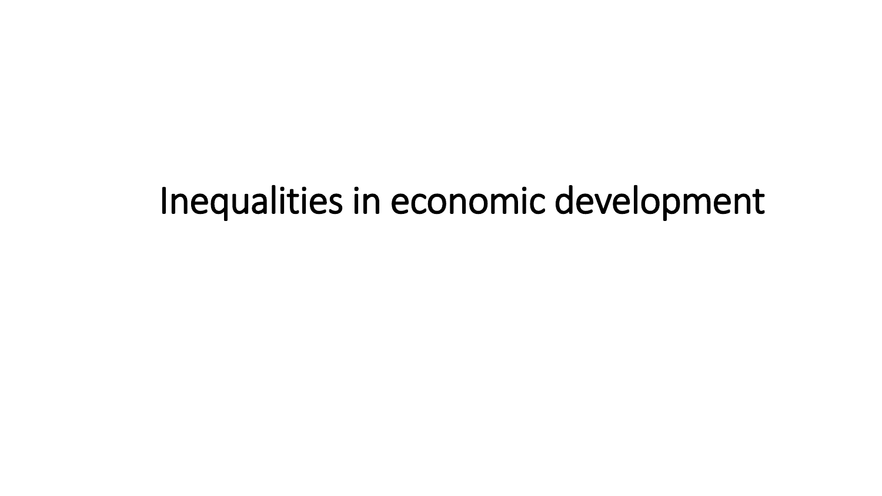# Inequalities in economic development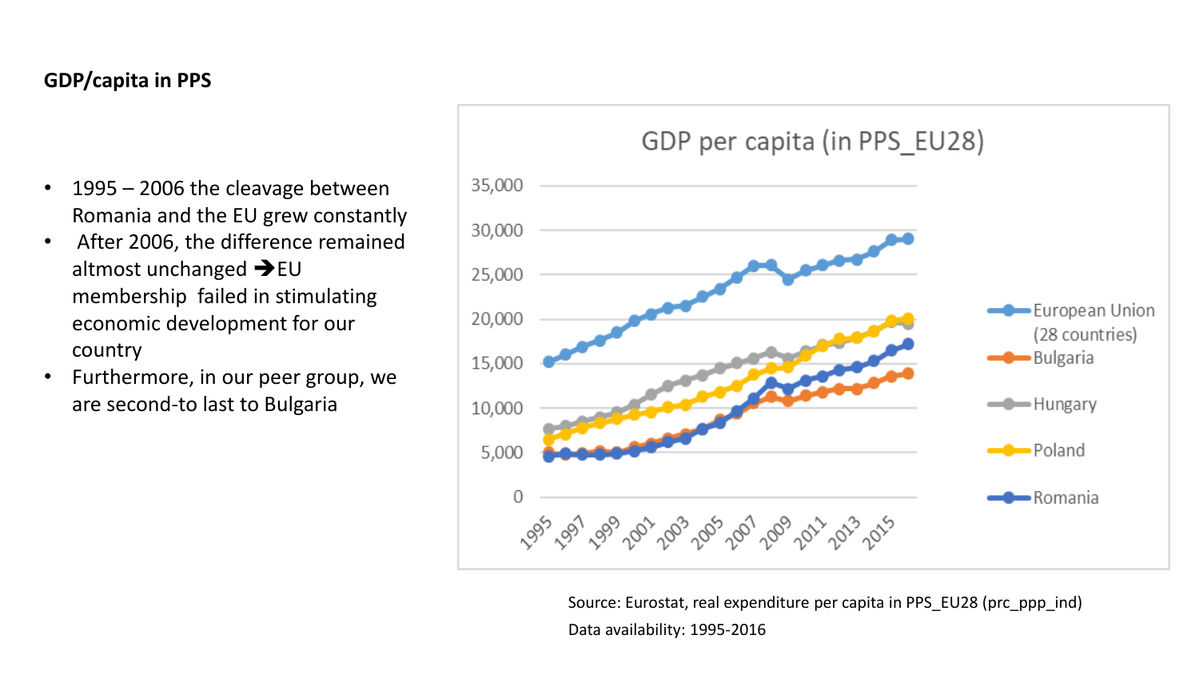**GDP/capita in PPS**

- 1995 – 2006 the cleavage between Romania and the EU grew constantly
- After 2006, the difference remained altmost unchanged ➔EU membership failed in stimulating economic development for our country
- Furthermore, in our peer group, we are second-to last to Bulgaria

Source: Eurostat, real expenditure per capita in PPS_EU28 (prc_ppp_ind)

Data availability: 1995-2016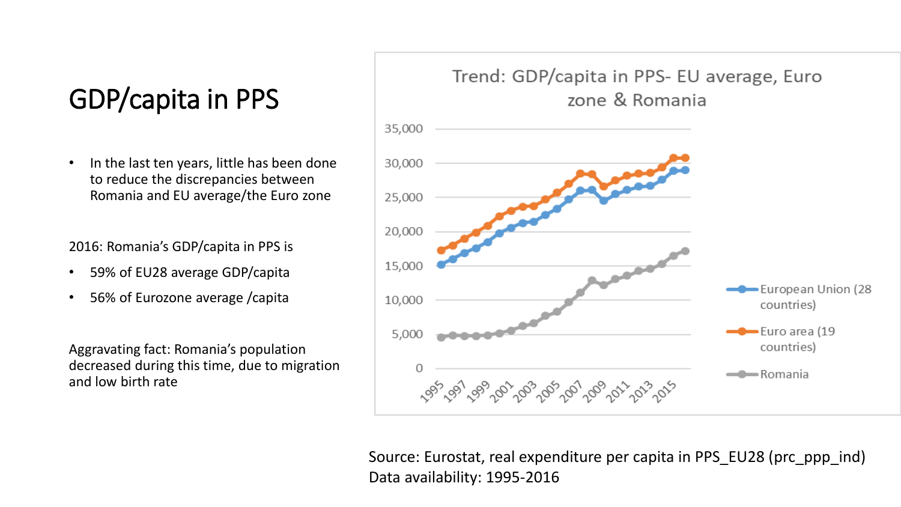# GDP/capita in PPS

- In the last ten years, little has been done to reduce the discrepancies between Romania and EU average/the Euro zone

2016: Romania's GDP/capita in PPS is

- 59% of EU28 average GDP/capita
- 56% of Eurozone average /capita

Aggravating fact: Romania's population decreased during this time, due to migration and low birth rate

Source: Eurostat, real expenditure per capita in PPS_EU28 (prc_ppp_ind)
Data availability: 1995-2016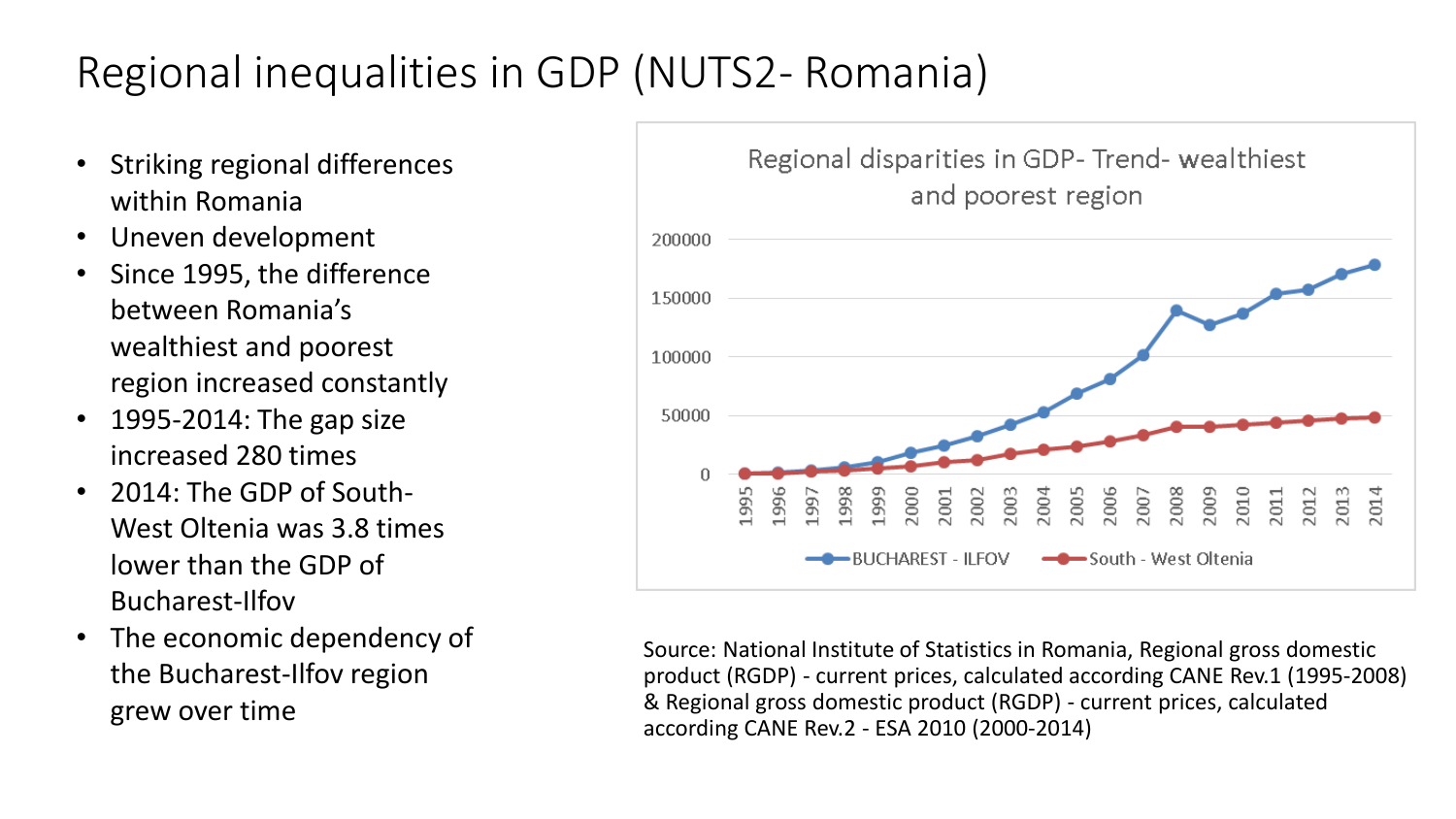# Regional inequalities in GDP (NUTS2- Romania)

- Striking regional differences within Romania
- Uneven development
- Since 1995, the difference between Romania's wealthiest and poorest region increased constantly
- 1995-2014: The gap size increased 280 times
- 2014: The GDP of South-West Oltenia was 3.8 times lower than the GDP of Bucharest-Ilfov
- The economic dependency of the Bucharest-Ilfov region grew over time

Regional disparities in GDP- Trend- wealthiest and poorest region

Source: National Institute of Statistics in Romania, Regional gross domestic product (RGDP) - current prices, calculated according CANE Rev.1 (1995-2008) & Regional gross domestic product (RGDP) - current prices, calculated according CANE Rev.2 - ESA 2010 (2000-2014)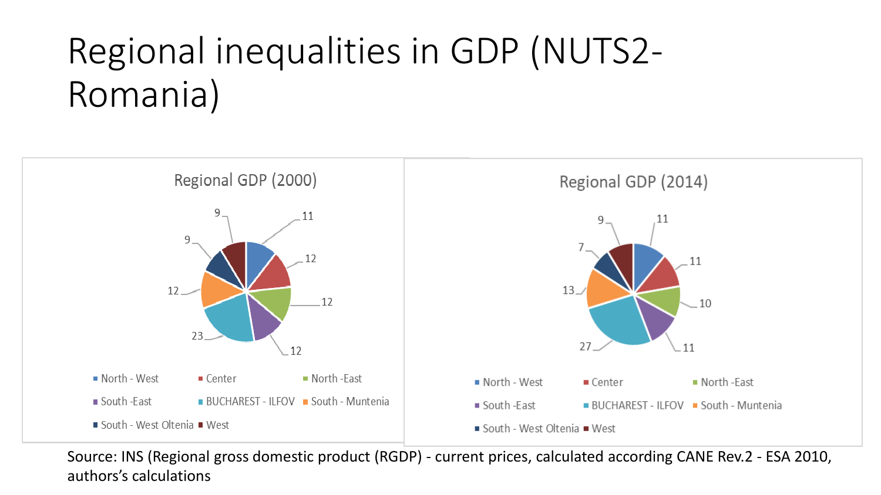# Regional inequalities in GDP (NUTS2-Romania)

**Regional GDP (2000)**

| Region | Share |
|---|---|
| North - West | 11 |
| Center | 12 |
| North -East | 12 |
| South -East | 12 |
| BUCHAREST - ILFOV | 23 |
| South - Muntenia | 12 |
| South - West Oltenia | 9 |
| West | 9 |

**Regional GDP (2014)**

| Region | Share |
|---|---|
| North - West | 11 |
| Center | 11 |
| North -East | 10 |
| South -East | 11 |
| BUCHAREST - ILFOV | 27 |
| South - Muntenia | 13 |
| South - West Oltenia | 7 |
| West | 9 |

Source: INS (Regional gross domestic product (RGDP) - current prices, calculated according CANE Rev.2 - ESA 2010, authors's calculations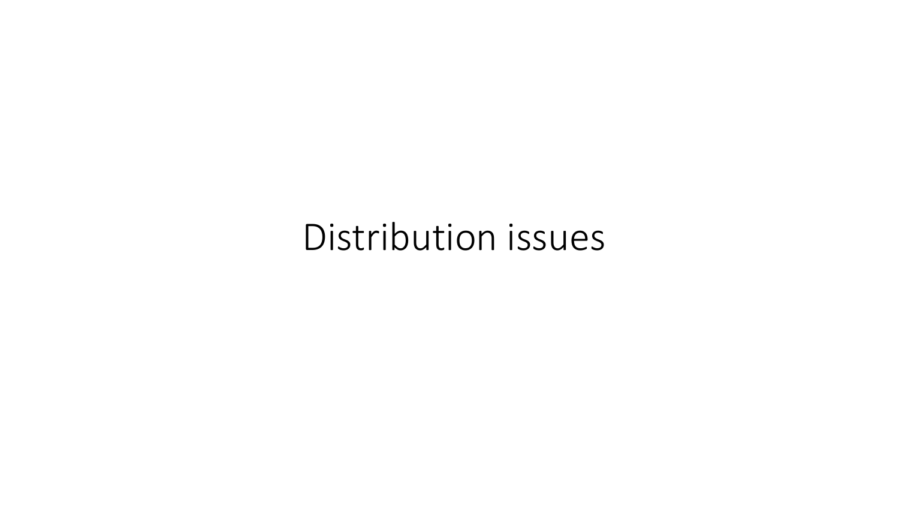# Distribution issues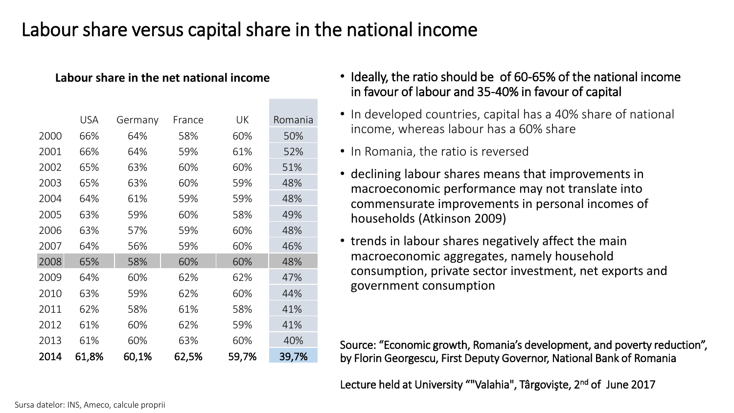# Labour share versus capital share in the national income

**Labour share in the net national income**

| | USA | Germany | France | UK | Romania |
|---|---|---|---|---|---|
| 2000 | 66% | 64% | 58% | 60% | 50% |
| 2001 | 66% | 64% | 59% | 61% | 52% |
| 2002 | 65% | 63% | 60% | 60% | 51% |
| 2003 | 65% | 63% | 60% | 59% | 48% |
| 2004 | 64% | 61% | 59% | 59% | 48% |
| 2005 | 63% | 59% | 60% | 58% | 49% |
| 2006 | 63% | 57% | 59% | 60% | 48% |
| 2007 | 64% | 56% | 59% | 60% | 46% |
| 2008 | 65% | 58% | 60% | 60% | 48% |
| 2009 | 64% | 60% | 62% | 62% | 47% |
| 2010 | 63% | 59% | 62% | 60% | 44% |
| 2011 | 62% | 58% | 61% | 58% | 41% |
| 2012 | 61% | 60% | 62% | 59% | 41% |
| 2013 | 61% | 60% | 63% | 60% | 40% |
| **2014** | **61,8%** | **60,1%** | **62,5%** | **59,7%** | **39,7%** |

Sursa datelor: INS, Ameco, calcule proprii

- Ideally, the ratio should be of 60-65% of the national income in favour of labour and 35-40% in favour of capital
- In developed countries, capital has a 40% share of national income, whereas labour has a 60% share
- In Romania, the ratio is reversed
- declining labour shares means that improvements in macroeconomic performance may not translate into commensurate improvements in personal incomes of households (Atkinson 2009)
- trends in labour shares negatively affect the main macroeconomic aggregates, namely household consumption, private sector investment, net exports and government consumption

Source: "Economic growth, Romania's development, and poverty reduction", by Florin Georgescu, First Deputy Governor, National Bank of Romania

Lecture held at University ""Valahia", Târgovişte, 2nd of June 2017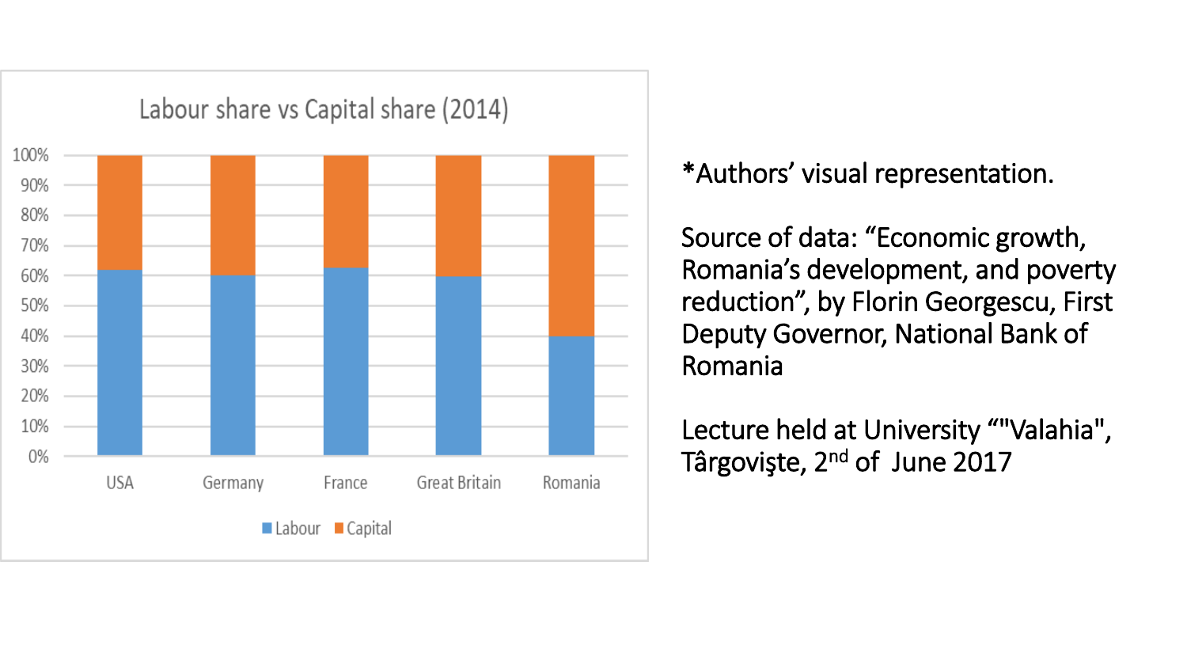## Labour share vs Capital share (2014)

| Country | Labour | Capital |
|---|---|---|
| USA | ~62% | ~38% |
| Germany | ~60% | ~40% |
| France | ~63% | ~37% |
| Great Britain | ~60% | ~40% |
| Romania | ~40% | ~60% |

*Authors' visual representation.

Source of data: "Economic growth, Romania's development, and poverty reduction", by Florin Georgescu, First Deputy Governor, National Bank of Romania

Lecture held at University ""Valahia", Târgovişte, 2nd of June 2017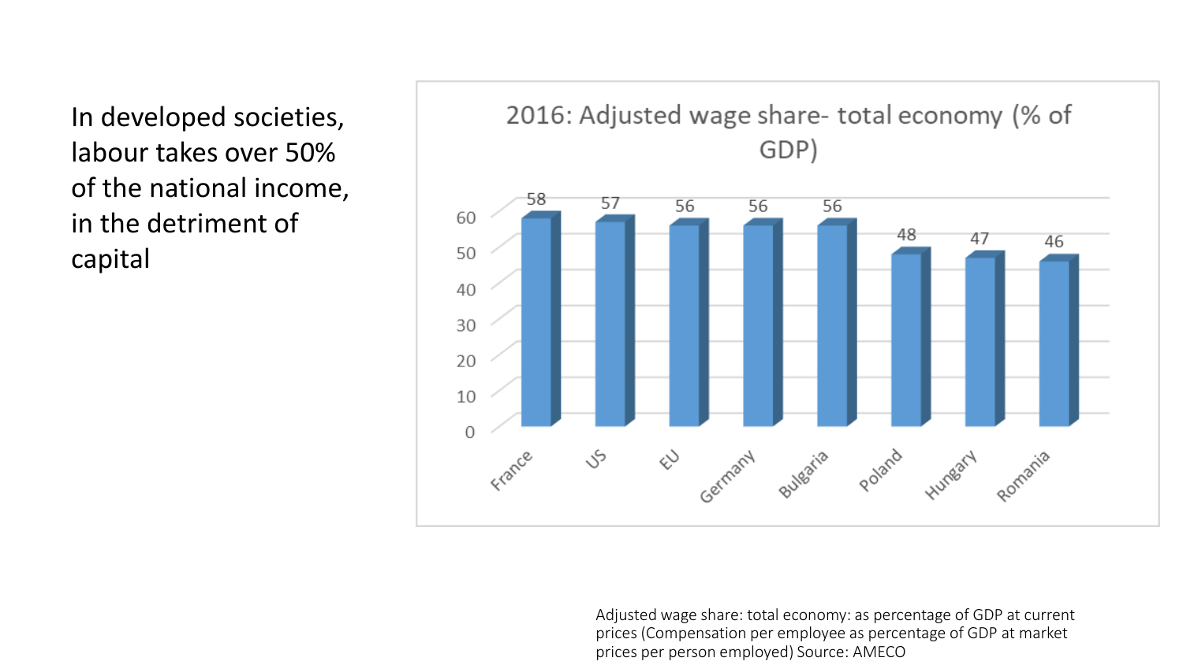In developed societies, labour takes over 50% of the national income, in the detriment of capital

**2016: Adjusted wage share- total economy (% of GDP)**

| Country | % of GDP |
|---|---|
| France | 58 |
| US | 57 |
| EU | 56 |
| Germany | 56 |
| Bulgaria | 56 |
| Poland | 48 |
| Hungary | 47 |
| Romania | 46 |

Adjusted wage share: total economy: as percentage of GDP at current prices (Compensation per employee as percentage of GDP at market prices per person employed) Source: AMECO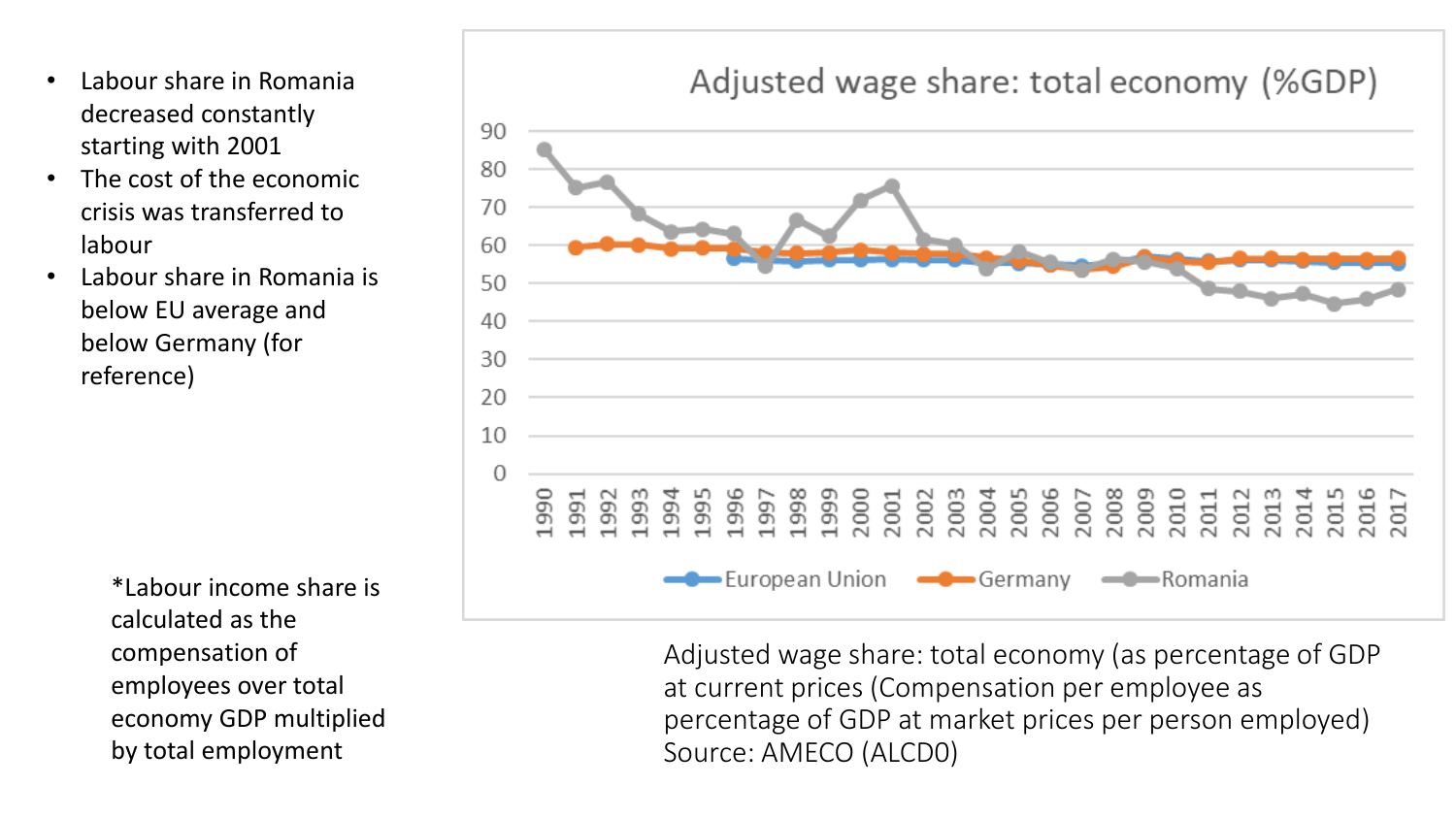- Labour share in Romania decreased constantly starting with 2001
- The cost of the economic crisis was transferred to labour
- Labour share in Romania is below EU average and below Germany (for reference)

*Labour income share is calculated as the compensation of employees over total economy GDP multiplied by total employment

Adjusted wage share: total economy (%GDP)

Adjusted wage share: total economy (as percentage of GDP at current prices (Compensation per employee as percentage of GDP at market prices per person employed)
Source: AMECO (ALCD0)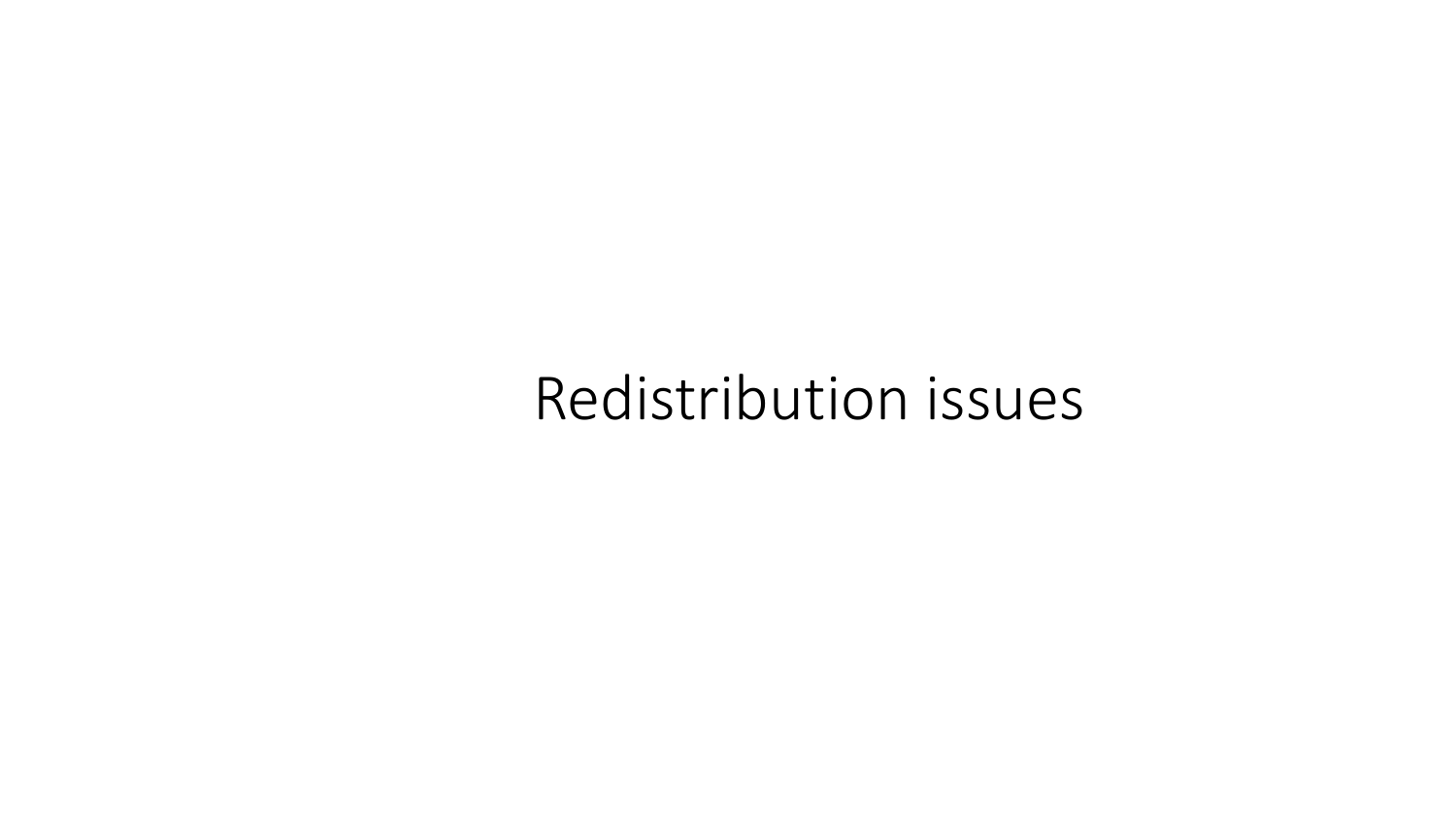# Redistribution issues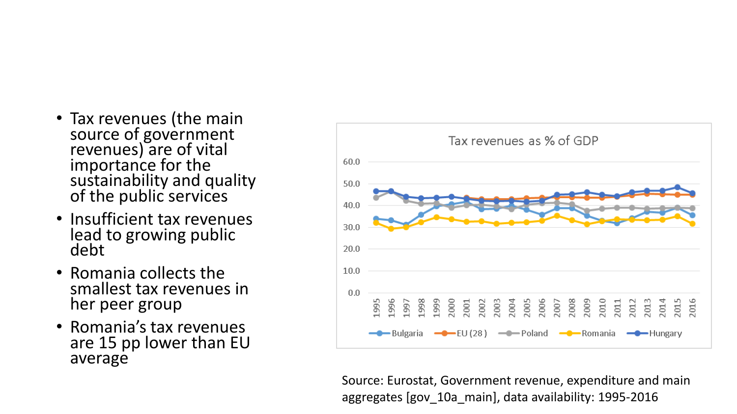- Tax revenues (the main source of government revenues) are of vital importance for the sustainability and quality of the public services
- Insufficient tax revenues lead to growing public debt
- Romania collects the smallest tax revenues in her peer group
- Romania's tax revenues are 15 pp lower than EU average

Tax revenues as % of GDP

Source: Eurostat, Government revenue, expenditure and main aggregates [gov_10a_main], data availability: 1995-2016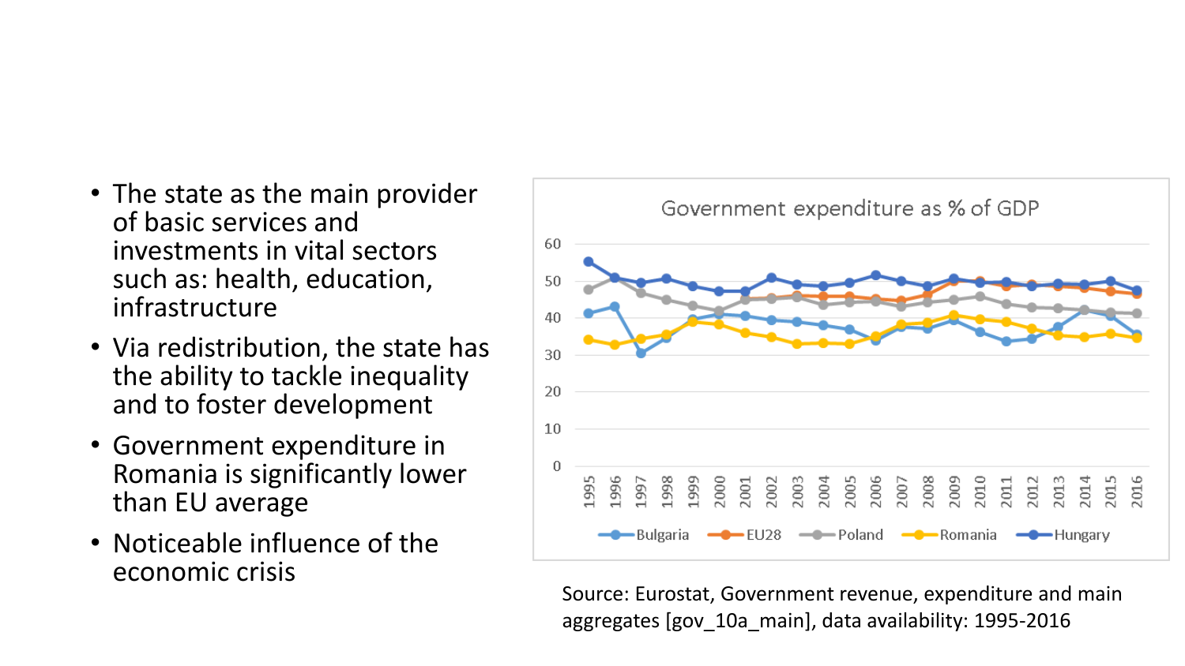- The state as the main provider of basic services and investments in vital sectors such as: health, education, infrastructure
- Via redistribution, the state has the ability to tackle inequality and to foster development
- Government expenditure in Romania is significantly lower than EU average
- Noticeable influence of the economic crisis

Government expenditure as % of GDP

Source: Eurostat, Government revenue, expenditure and main aggregates [gov_10a_main], data availability: 1995-2016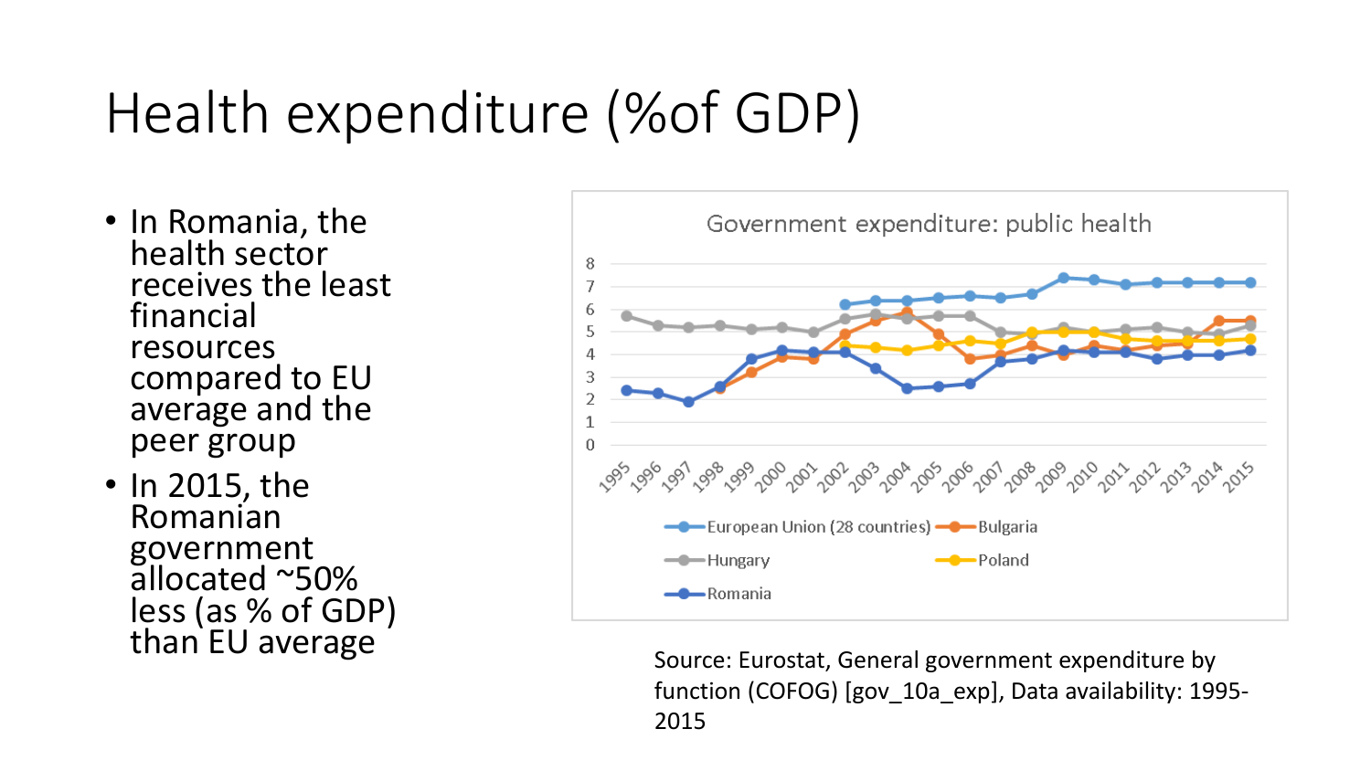# Health expenditure (%of GDP)

- In Romania, the health sector receives the least financial resources compared to EU average and the peer group
- In 2015, the Romanian government allocated ~50% less (as % of GDP) than EU average

Source: Eurostat, General government expenditure by function (COFOG) [gov_10a_exp], Data availability: 1995-2015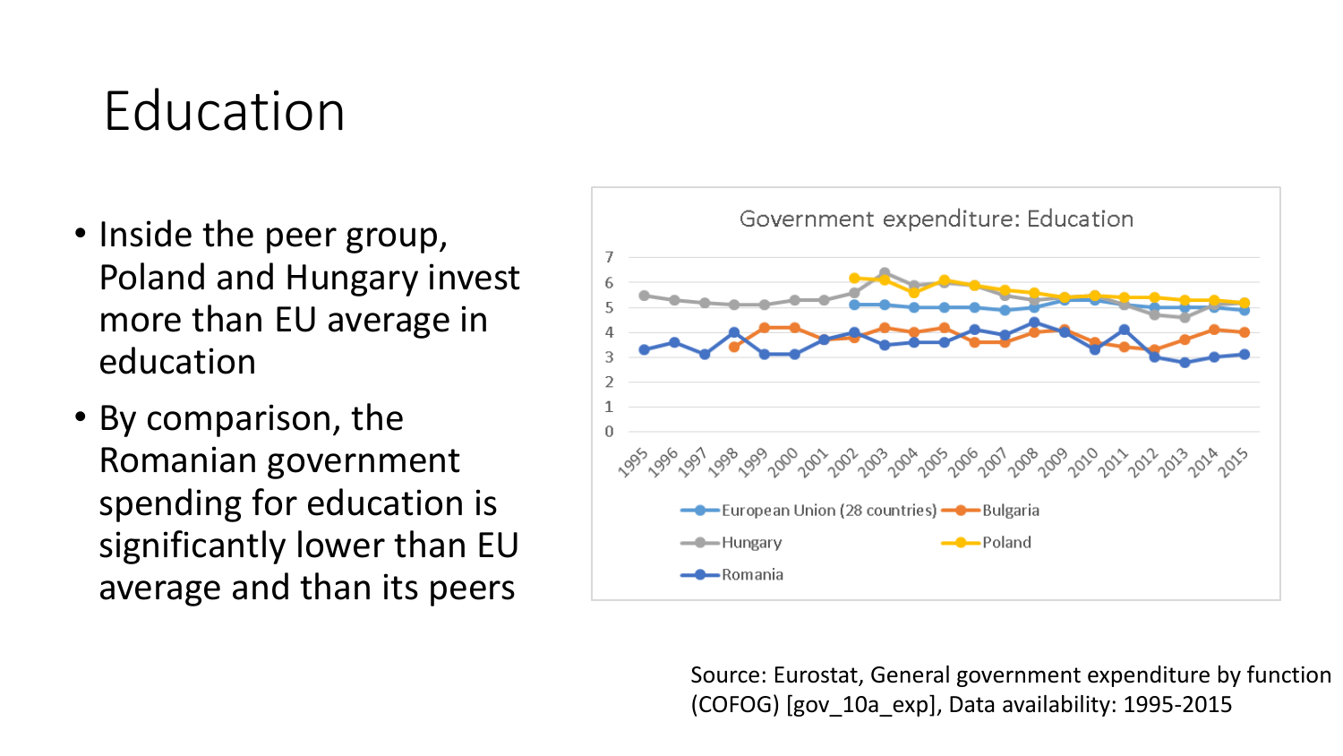# Education

- Inside the peer group, Poland and Hungary invest more than EU average in education
- By comparison, the Romanian government spending for education is significantly lower than EU average and than its peers

Source: Eurostat, General government expenditure by function (COFOG) [gov_10a_exp], Data availability: 1995-2015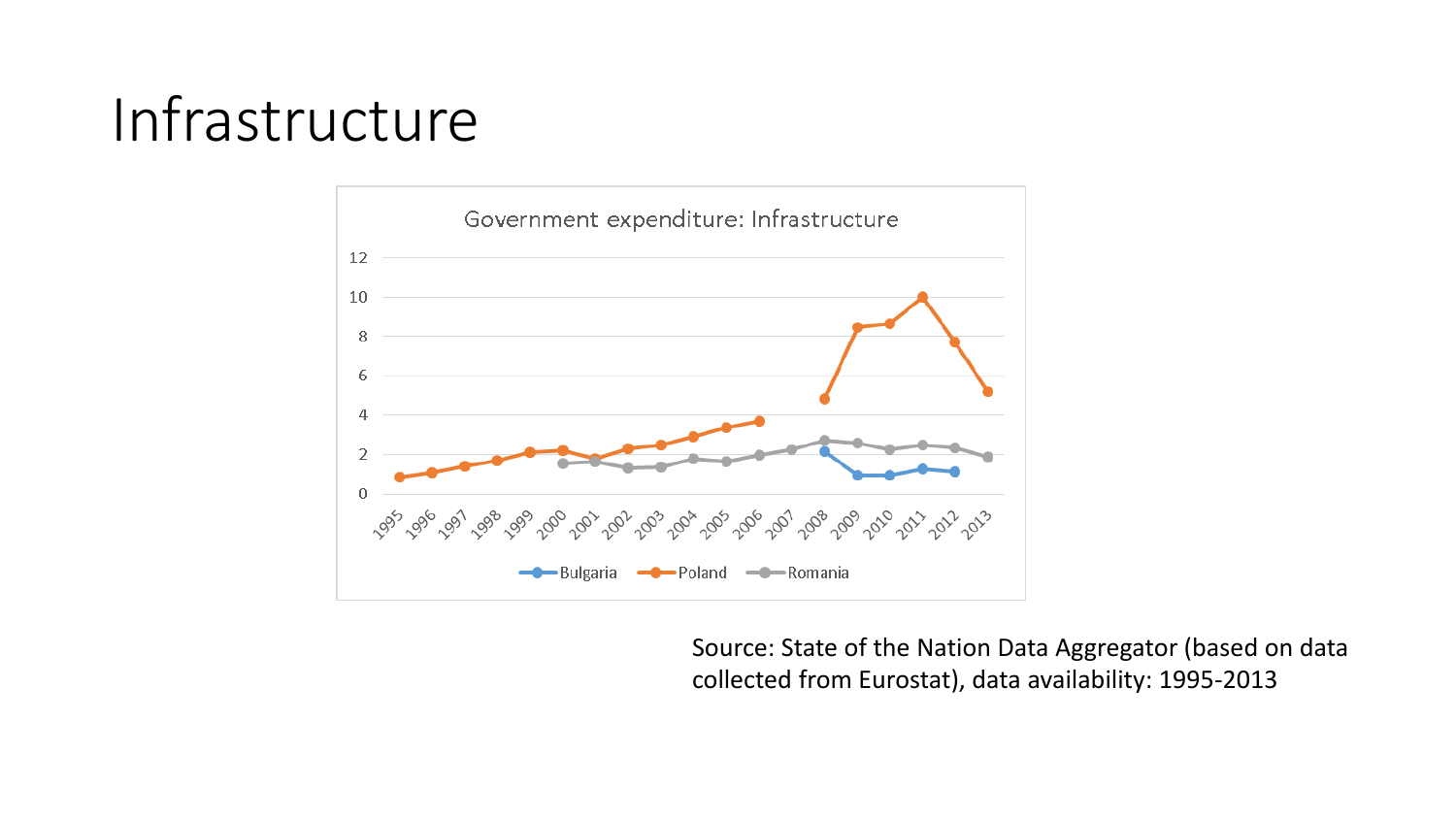# Infrastructure

Government expenditure: Infrastructure

Source: State of the Nation Data Aggregator (based on data collected from Eurostat), data availability: 1995-2013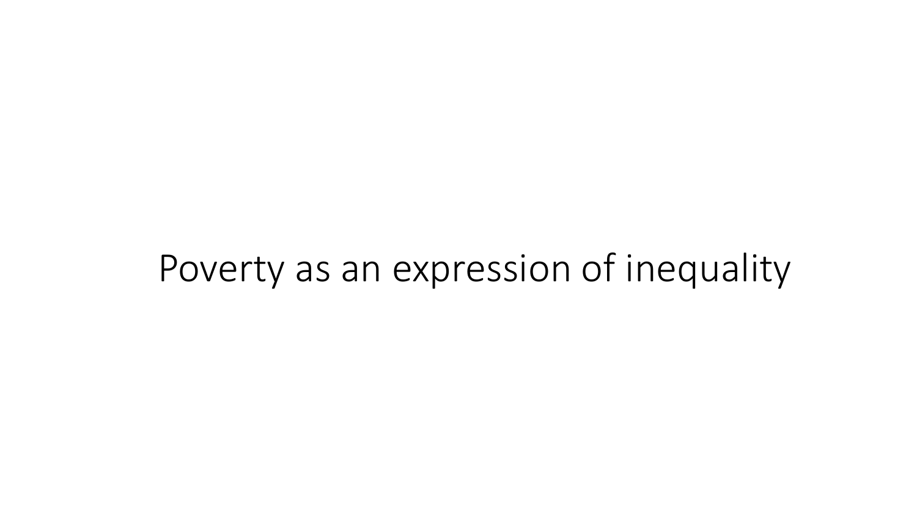# Poverty as an expression of inequality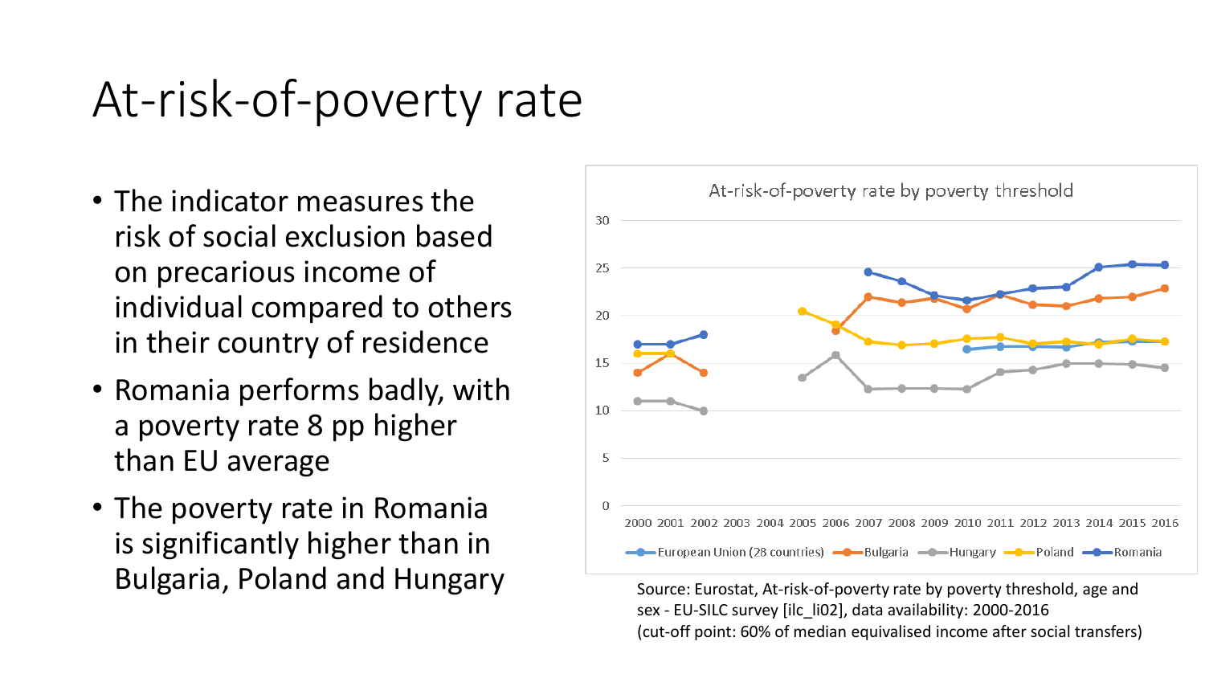# At-risk-of-poverty rate

- The indicator measures the risk of social exclusion based on precarious income of individual compared to others in their country of residence
- Romania performs badly, with a poverty rate 8 pp higher than EU average
- The poverty rate in Romania is significantly higher than in Bulgaria, Poland and Hungary

Source: Eurostat, At-risk-of-poverty rate by poverty threshold, age and sex - EU-SILC survey [ilc_li02], data availability: 2000-2016 (cut-off point: 60% of median equivalised income after social transfers)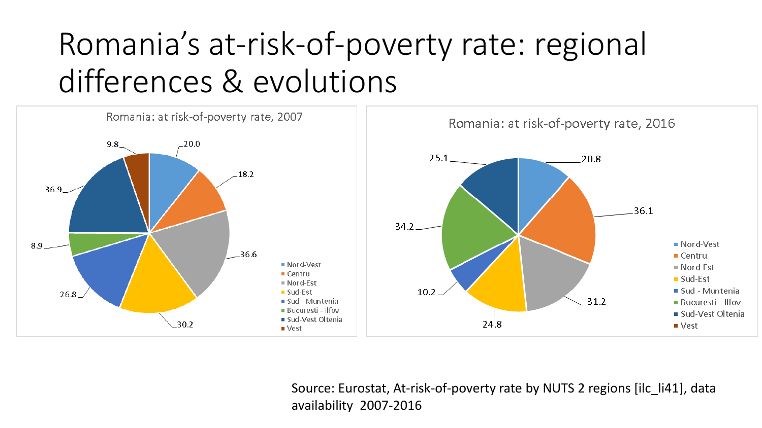# Romania's at-risk-of-poverty rate: regional differences & evolutions

**Romania: at risk-of-poverty rate, 2007**

| Region | Rate |
| --- | --- |
| Nord-Vest | 20.0 |
| Centru | 18.2 |
| Nord-Est | 36.6 |
| Sud-Est | 30.2 |
| Sud - Muntenia | 26.8 |
| Bucuresti - Ilfov | 8.9 |
| Sud-Vest Oltenia | 36.9 |
| Vest | 9.8 |

**Romania: at risk-of-poverty rate, 2016**

| Region | Rate |
| --- | --- |
| Nord-Vest | 20.8 |
| Centru | 36.1 |
| Nord-Est | 31.2 |
| Sud-Est | 24.8 |
| Sud - Muntenia | 10.2 |
| Bucuresti - Ilfov | 34.2 |
| Sud-Vest Oltenia | 25.1 |
| Vest | |

Source: Eurostat, At-risk-of-poverty rate by NUTS 2 regions [ilc_li41], data availability 2007-2016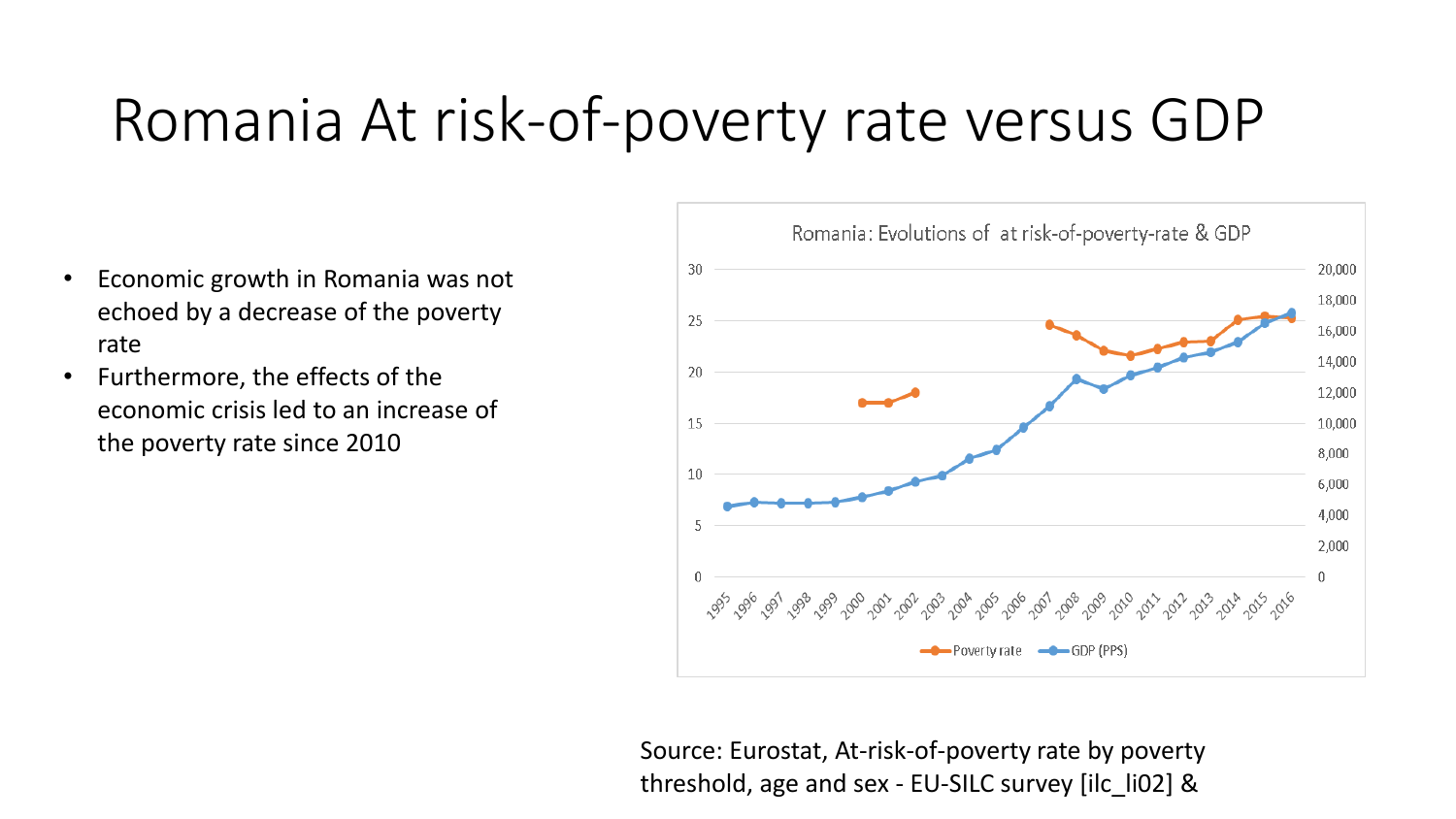# Romania At risk-of-poverty rate versus GDP

- Economic growth in Romania was not echoed by a decrease of the poverty rate
- Furthermore, the effects of the economic crisis led to an increase of the poverty rate since 2010

Romania: Evolutions of at risk-of-poverty-rate & GDP

Poverty rate — GDP (PPS)

Source: Eurostat, At-risk-of-poverty rate by poverty threshold, age and sex - EU-SILC survey [ilc_li02] &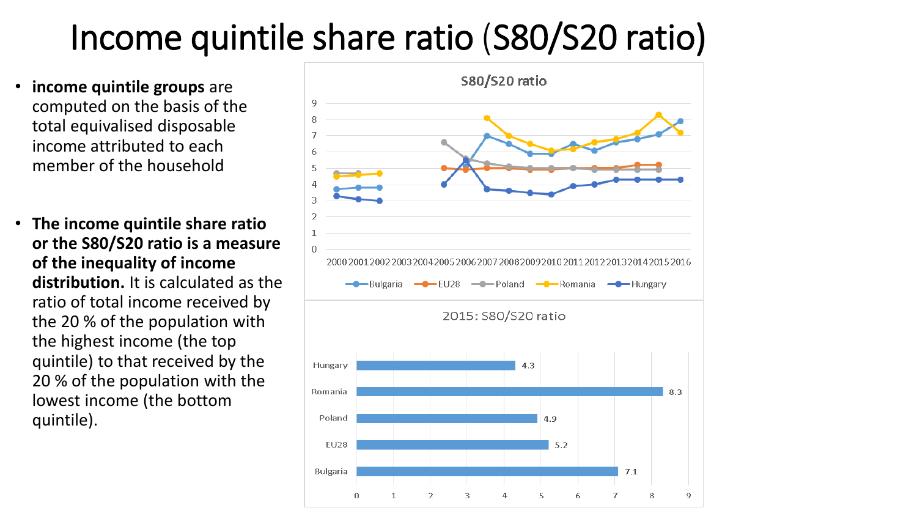# Income quintile share ratio (S80/S20 ratio)

- **income quintile groups** are computed on the basis of the total equivalised disposable income attributed to each member of the household

- **The income quintile share ratio or the S80/S20 ratio is a measure of the inequality of income distribution.** It is calculated as the ratio of total income received by the 20 % of the population with the highest income (the top quintile) to that received by the 20 % of the population with the lowest income (the bottom quintile).

S80/S20 ratio

2015: S80/S20 ratio

| Country | S80/S20 ratio |
| --- | --- |
| Hungary | 4.3 |
| Romania | 8.3 |
| Poland | 4.9 |
| EU28 | 5.2 |
| Bulgaria | 7.1 |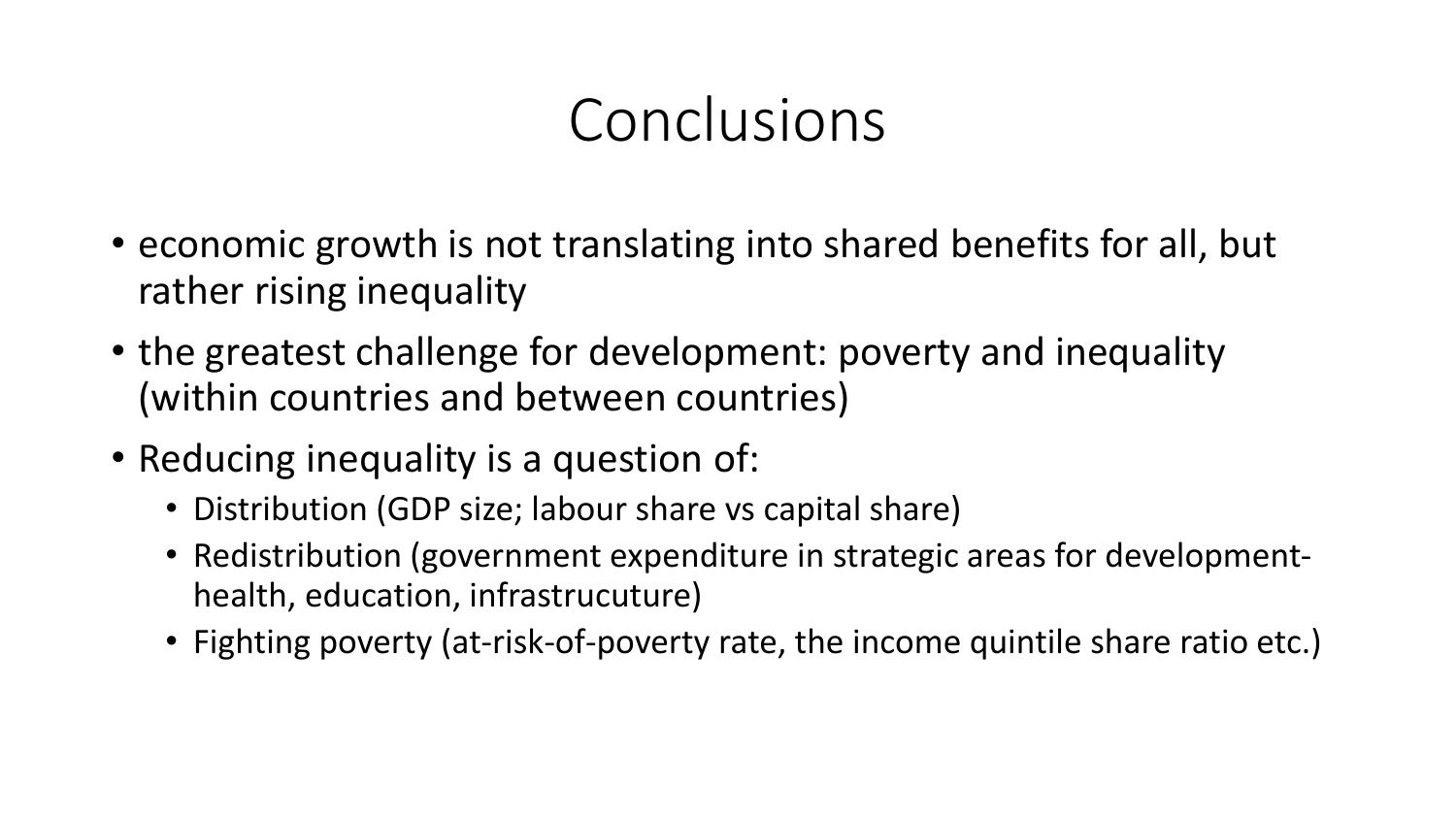# Conclusions

- economic growth is not translating into shared benefits for all, but rather rising inequality
- the greatest challenge for development: poverty and inequality (within countries and between countries)
- Reducing inequality is a question of:
  - Distribution (GDP size; labour share vs capital share)
  - Redistribution (government expenditure in strategic areas for development- health, education, infrastrucuture)
  - Fighting poverty (at-risk-of-poverty rate, the income quintile share ratio etc.)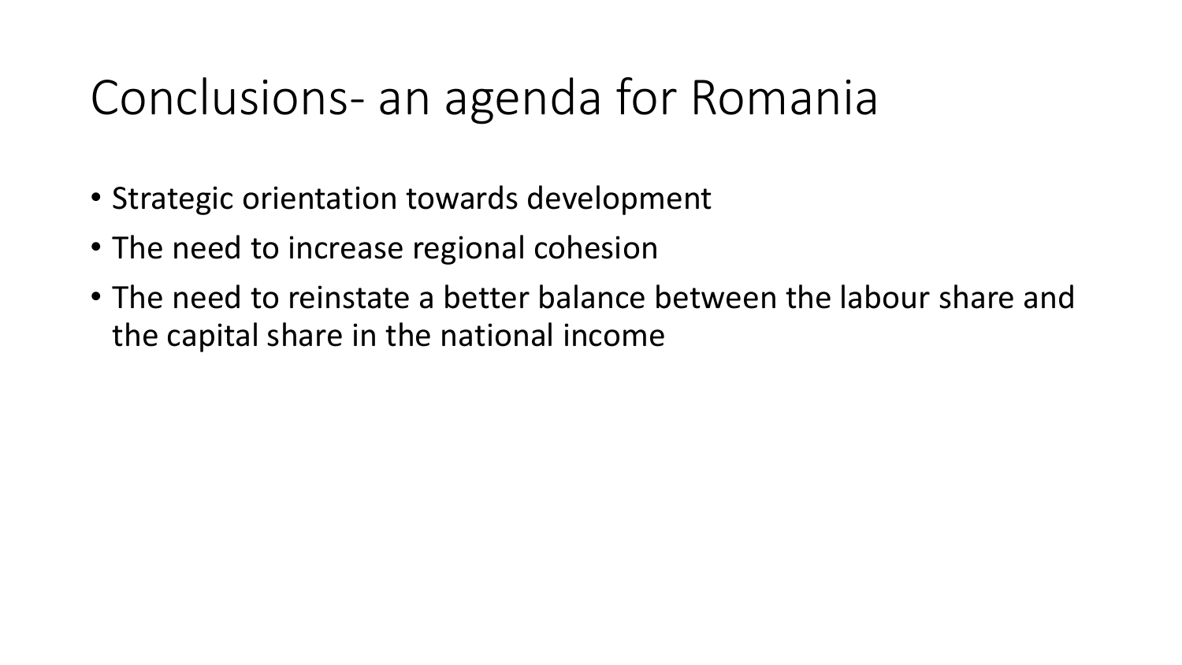# Conclusions- an agenda for Romania

- Strategic orientation towards development
- The need to increase regional cohesion
- The need to reinstate a better balance between the labour share and the capital share in the national income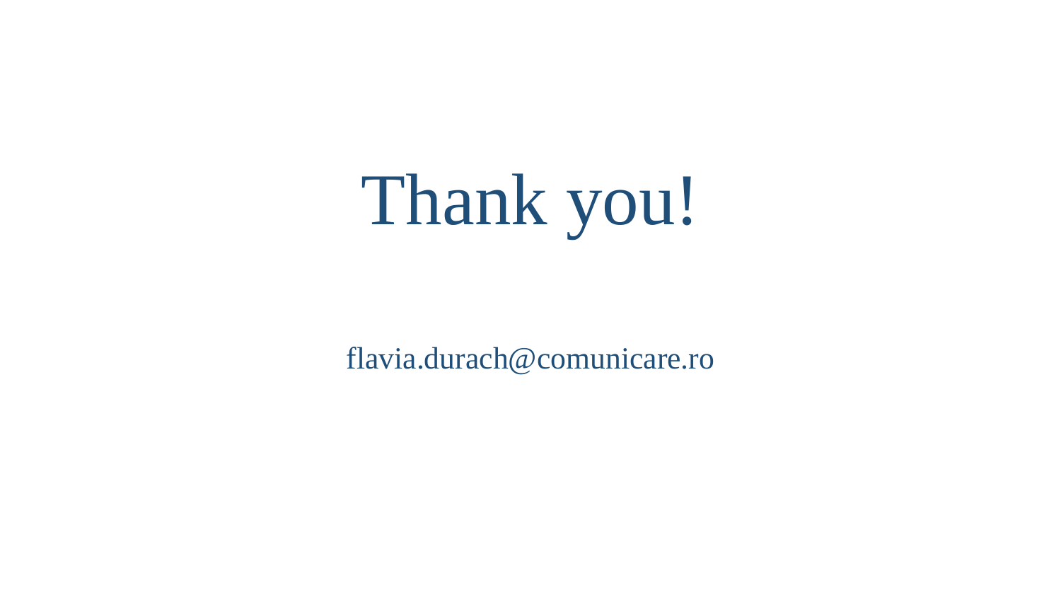# Thank you!

flavia.durach@comunicare.ro